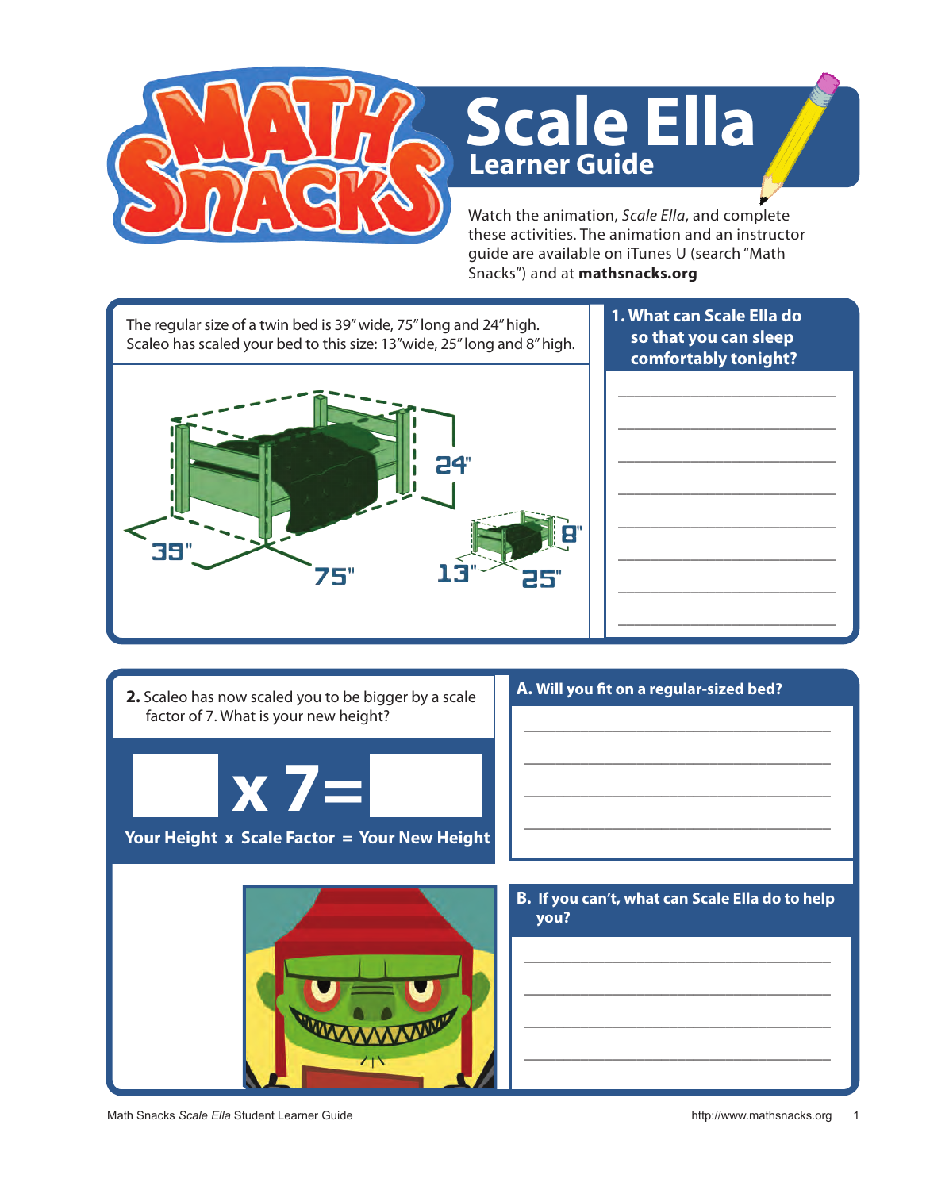# Scale Ella

## Learner Guide

Watch the animation, *Scale Ella*, and complete these activities. The animation and an instructor guide are available on iTunes U (search "Math Snacks") and at **mathsnacks.org**

The regular size of a twin bed is 39" wide, 75" long and 24" high. Scaleo has scaled your bed to this size: 13" wide, 25" long and 8" high.

39" 75" 24"

13" 25" 8"

**1. What can Scale Ella do so that you can sleep comfortably tonight?**

________________________________

________________________________

________________________________

________________________________

________________________________

________________________________

________________________________

________________________________

**2.** Scaleo has now scaled you to be bigger by a scale factor of 7. What is your new height?

| | x 7 = | |
|---|---|---|
| **Your Height** | **x Scale Factor =** | **Your New Height** |

**A. Will you fit on a regular-sized bed?**

________________________________

________________________________

________________________________

________________________________

**B. If you can't, what can Scale Ella do to help you?**

________________________________

________________________________

________________________________

________________________________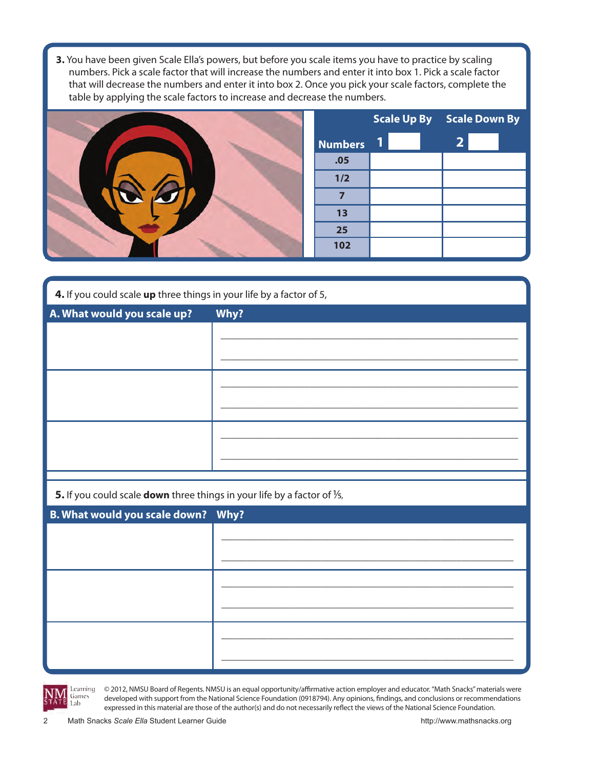**3.** You have been given Scale Ella's powers, but before you scale items you have to practice by scaling numbers. Pick a scale factor that will increase the numbers and enter it into box 1. Pick a scale factor that will decrease the numbers and enter it into box 2. Once you pick your scale factors, complete the table by applying the scale factors to increase and decrease the numbers.

| | Scale Up By | Scale Down By |
|---|---|---|
| Numbers | 1 | 2 |
| .05 | | |
| 1/2 | | |
| 7 | | |
| 13 | | |
| 25 | | |
| 102 | | |

**4.** If you could scale **up** three things in your life by a factor of 5,

| A. What would you scale up? | Why? |
|---|---|
| | |
| | |
| | |

**5.** If you could scale **down** three things in your life by a factor of $\frac{1}{5}$,

| B. What would you scale down? | Why? |
|---|---|
| | |
| | |
| | |

© 2012, NMSU Board of Regents. NMSU is an equal opportunity/affirmative action employer and educator. "Math Snacks" materials were developed with support from the National Science Foundation (0918794). Any opinions, findings, and conclusions or recommendations expressed in this material are those of the author(s) and do not necessarily reflect the views of the National Science Foundation.